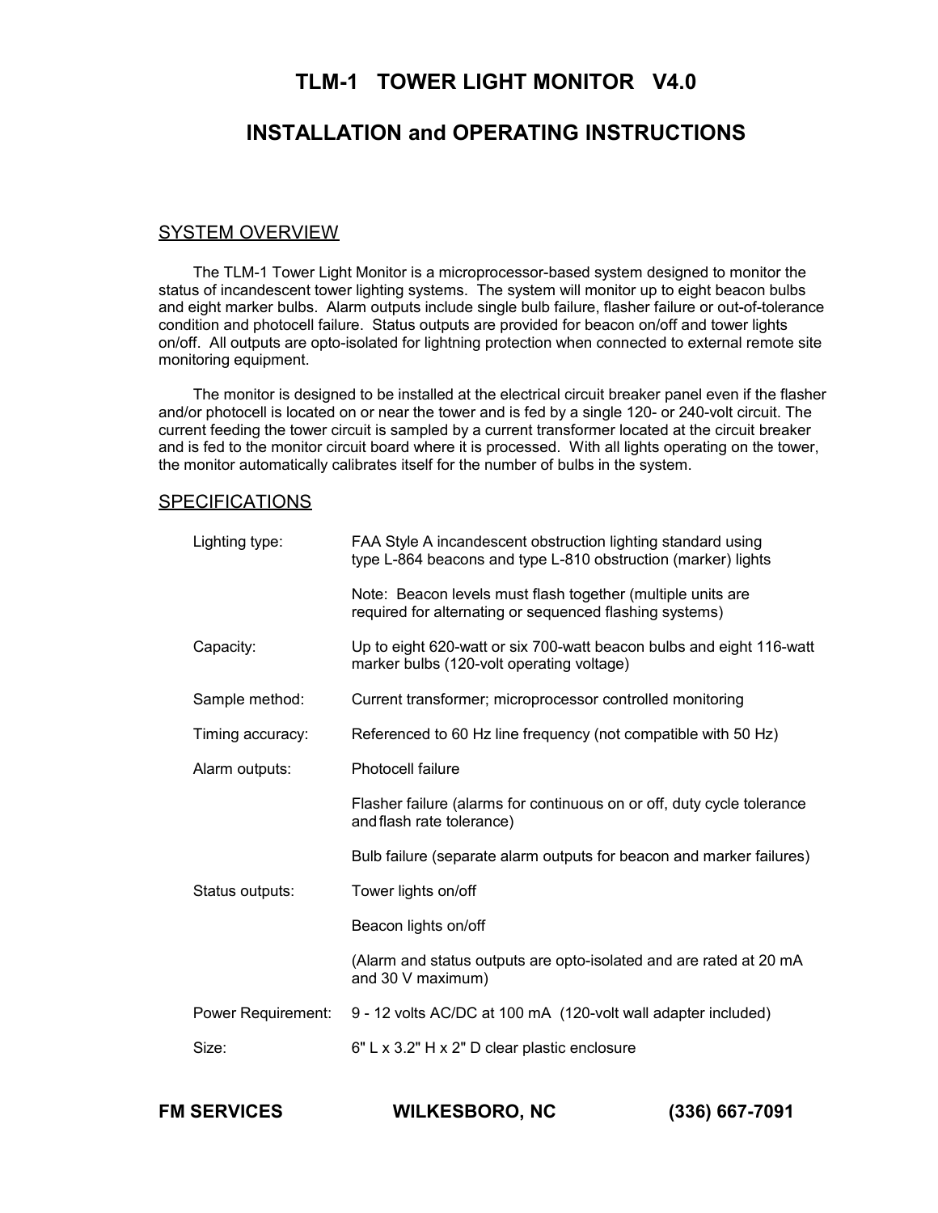# TLM-1 TOWER LIGHT MONITOR V4.0

# INSTALLATION and OPERATING INSTRUCTIONS

## SYSTEM OVERVIEW

The TLM-1 Tower Light Monitor is a microprocessor-based system designed to monitor the status of incandescent tower lighting systems. The system will monitor up to eight beacon bulbs and eight marker bulbs. Alarm outputs include single bulb failure, flasher failure or out-of-tolerance condition and photocell failure. Status outputs are provided for beacon on/off and tower lights on/off. All outputs are opto-isolated for lightning protection when connected to external remote site monitoring equipment.

The monitor is designed to be installed at the electrical circuit breaker panel even if the flasher and/or photocell is located on or near the tower and is fed by a single 120- or 240-volt circuit. The current feeding the tower circuit is sampled by a current transformer located at the circuit breaker and is fed to the monitor circuit board where it is processed. With all lights operating on the tower, the monitor automatically calibrates itself for the number of bulbs in the system.

## SPECIFICATIONS

| | |
|---|---|
| Lighting type: | FAA Style A incandescent obstruction lighting standard using type L-864 beacons and type L-810 obstruction (marker) lights |
| | Note: Beacon levels must flash together (multiple units are required for alternating or sequenced flashing systems) |
| Capacity: | Up to eight 620-watt or six 700-watt beacon bulbs and eight 116-watt marker bulbs (120-volt operating voltage) |
| Sample method: | Current transformer; microprocessor controlled monitoring |
| Timing accuracy: | Referenced to 60 Hz line frequency (not compatible with 50 Hz) |
| Alarm outputs: | Photocell failure |
| | Flasher failure (alarms for continuous on or off, duty cycle tolerance and flash rate tolerance) |
| | Bulb failure (separate alarm outputs for beacon and marker failures) |
| Status outputs: | Tower lights on/off |
| | Beacon lights on/off |
| | (Alarm and status outputs are opto-isolated and are rated at 20 mA and 30 V maximum) |
| Power Requirement: | 9 - 12 volts AC/DC at 100 mA (120-volt wall adapter included) |
| Size: | 6" L x 3.2" H x 2" D clear plastic enclosure |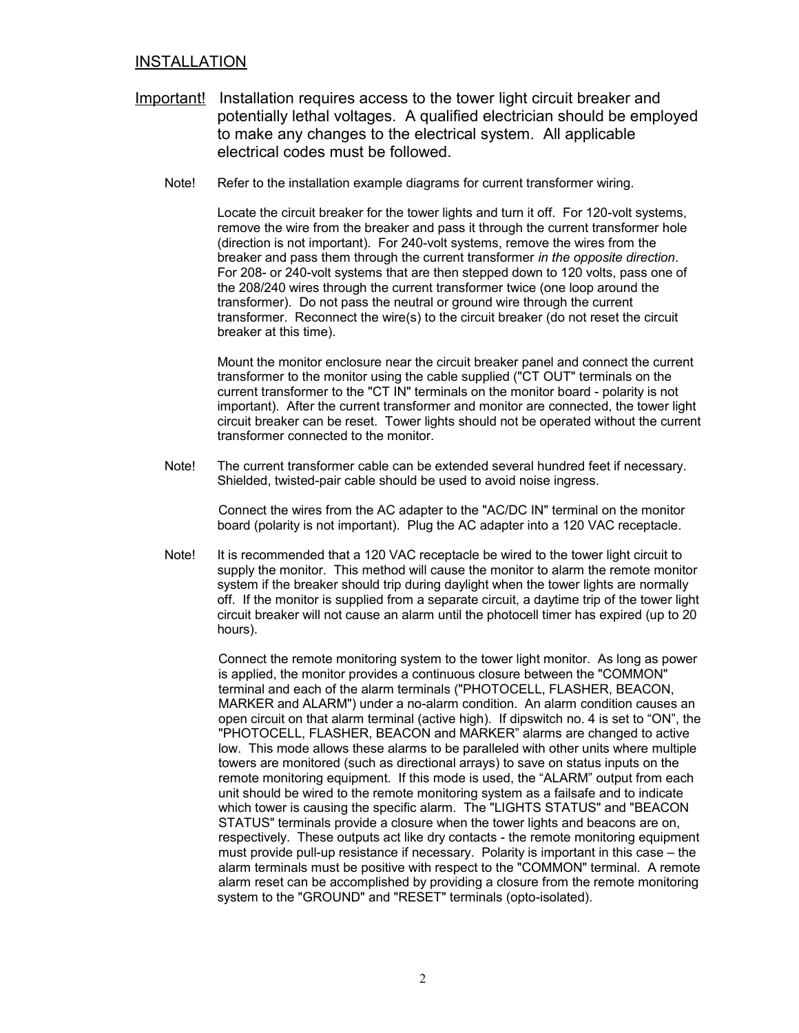## INSTALLATION

Important! Installation requires access to the tower light circuit breaker and potentially lethal voltages. A qualified electrician should be employed to make any changes to the electrical system. All applicable electrical codes must be followed.

Note! Refer to the installation example diagrams for current transformer wiring.

Locate the circuit breaker for the tower lights and turn it off. For 120-volt systems, remove the wire from the breaker and pass it through the current transformer hole (direction is not important). For 240-volt systems, remove the wires from the breaker and pass them through the current transformer *in the opposite direction*. For 208- or 240-volt systems that are then stepped down to 120 volts, pass one of the 208/240 wires through the current transformer twice (one loop around the transformer). Do not pass the neutral or ground wire through the current transformer. Reconnect the wire(s) to the circuit breaker (do not reset the circuit breaker at this time).

Mount the monitor enclosure near the circuit breaker panel and connect the current transformer to the monitor using the cable supplied ("CT OUT" terminals on the current transformer to the "CT IN" terminals on the monitor board - polarity is not important). After the current transformer and monitor are connected, the tower light circuit breaker can be reset. Tower lights should not be operated without the current transformer connected to the monitor.

Note! The current transformer cable can be extended several hundred feet if necessary. Shielded, twisted-pair cable should be used to avoid noise ingress.

Connect the wires from the AC adapter to the "AC/DC IN" terminal on the monitor board (polarity is not important). Plug the AC adapter into a 120 VAC receptacle.

Note! It is recommended that a 120 VAC receptacle be wired to the tower light circuit to supply the monitor. This method will cause the monitor to alarm the remote monitor system if the breaker should trip during daylight when the tower lights are normally off. If the monitor is supplied from a separate circuit, a daytime trip of the tower light circuit breaker will not cause an alarm until the photocell timer has expired (up to 20 hours).

Connect the remote monitoring system to the tower light monitor. As long as power is applied, the monitor provides a continuous closure between the "COMMON" terminal and each of the alarm terminals ("PHOTOCELL, FLASHER, BEACON, MARKER and ALARM") under a no-alarm condition. An alarm condition causes an open circuit on that alarm terminal (active high). If dipswitch no. 4 is set to "ON", the "PHOTOCELL, FLASHER, BEACON and MARKER" alarms are changed to active low. This mode allows these alarms to be paralleled with other units where multiple towers are monitored (such as directional arrays) to save on status inputs on the remote monitoring equipment. If this mode is used, the "ALARM" output from each unit should be wired to the remote monitoring system as a failsafe and to indicate which tower is causing the specific alarm. The "LIGHTS STATUS" and "BEACON STATUS" terminals provide a closure when the tower lights and beacons are on, respectively. These outputs act like dry contacts - the remote monitoring equipment must provide pull-up resistance if necessary. Polarity is important in this case – the alarm terminals must be positive with respect to the "COMMON" terminal. A remote alarm reset can be accomplished by providing a closure from the remote monitoring system to the "GROUND" and "RESET" terminals (opto-isolated).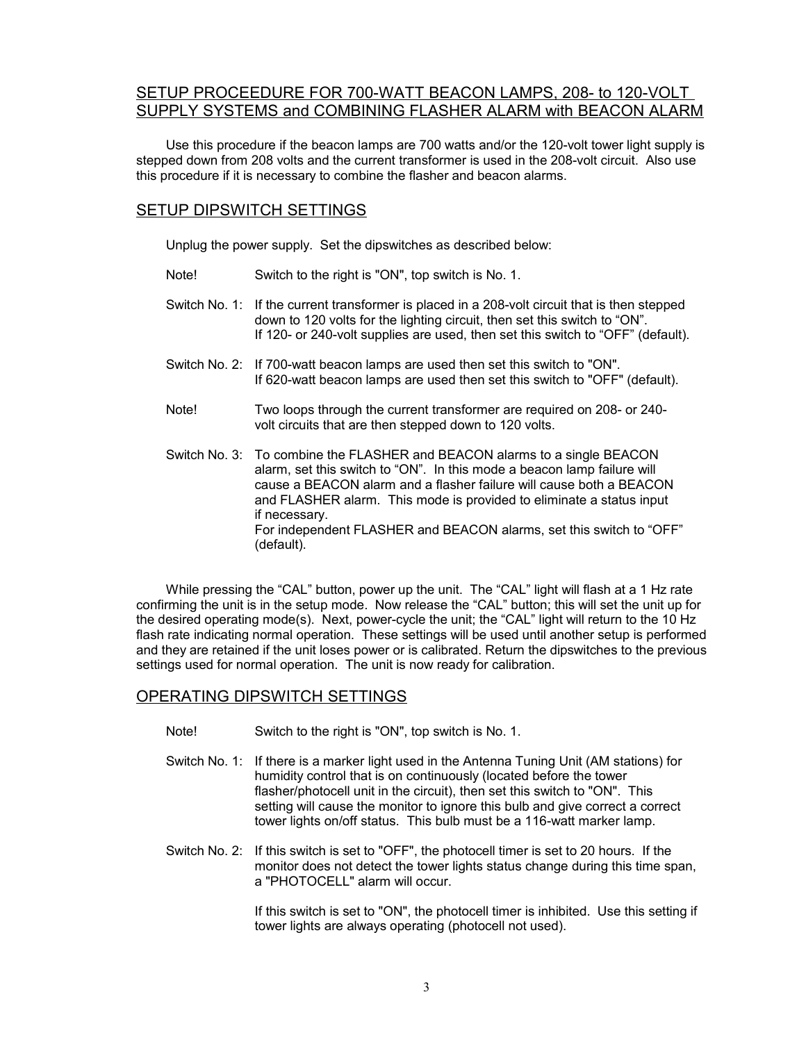## SETUP PROCEEDURE FOR 700-WATT BEACON LAMPS, 208- to 120-VOLT SUPPLY SYSTEMS and COMBINING FLASHER ALARM with BEACON ALARM

Use this procedure if the beacon lamps are 700 watts and/or the 120-volt tower light supply is stepped down from 208 volts and the current transformer is used in the 208-volt circuit. Also use this procedure if it is necessary to combine the flasher and beacon alarms.

## SETUP DIPSWITCH SETTINGS

Unplug the power supply. Set the dipswitches as described below:

Note! Switch to the right is "ON", top switch is No. 1.

Switch No. 1: If the current transformer is placed in a 208-volt circuit that is then stepped down to 120 volts for the lighting circuit, then set this switch to "ON". If 120- or 240-volt supplies are used, then set this switch to "OFF" (default).

Switch No. 2: If 700-watt beacon lamps are used then set this switch to "ON". If 620-watt beacon lamps are used then set this switch to "OFF" (default).

Note! Two loops through the current transformer are required on 208- or 240-volt circuits that are then stepped down to 120 volts.

Switch No. 3: To combine the FLASHER and BEACON alarms to a single BEACON alarm, set this switch to "ON". In this mode a beacon lamp failure will cause a BEACON alarm and a flasher failure will cause both a BEACON and FLASHER alarm. This mode is provided to eliminate a status input if necessary.
For independent FLASHER and BEACON alarms, set this switch to "OFF" (default).

While pressing the "CAL" button, power up the unit. The "CAL" light will flash at a 1 Hz rate confirming the unit is in the setup mode. Now release the "CAL" button; this will set the unit up for the desired operating mode(s). Next, power-cycle the unit; the "CAL" light will return to the 10 Hz flash rate indicating normal operation. These settings will be used until another setup is performed and they are retained if the unit loses power or is calibrated. Return the dipswitches to the previous settings used for normal operation. The unit is now ready for calibration.

## OPERATING DIPSWITCH SETTINGS

Note! Switch to the right is "ON", top switch is No. 1.

Switch No. 1: If there is a marker light used in the Antenna Tuning Unit (AM stations) for humidity control that is on continuously (located before the tower flasher/photocell unit in the circuit), then set this switch to "ON". This setting will cause the monitor to ignore this bulb and give correct a correct tower lights on/off status. This bulb must be a 116-watt marker lamp.

Switch No. 2: If this switch is set to "OFF", the photocell timer is set to 20 hours. If the monitor does not detect the tower lights status change during this time span, a "PHOTOCELL" alarm will occur.

If this switch is set to "ON", the photocell timer is inhibited. Use this setting if tower lights are always operating (photocell not used).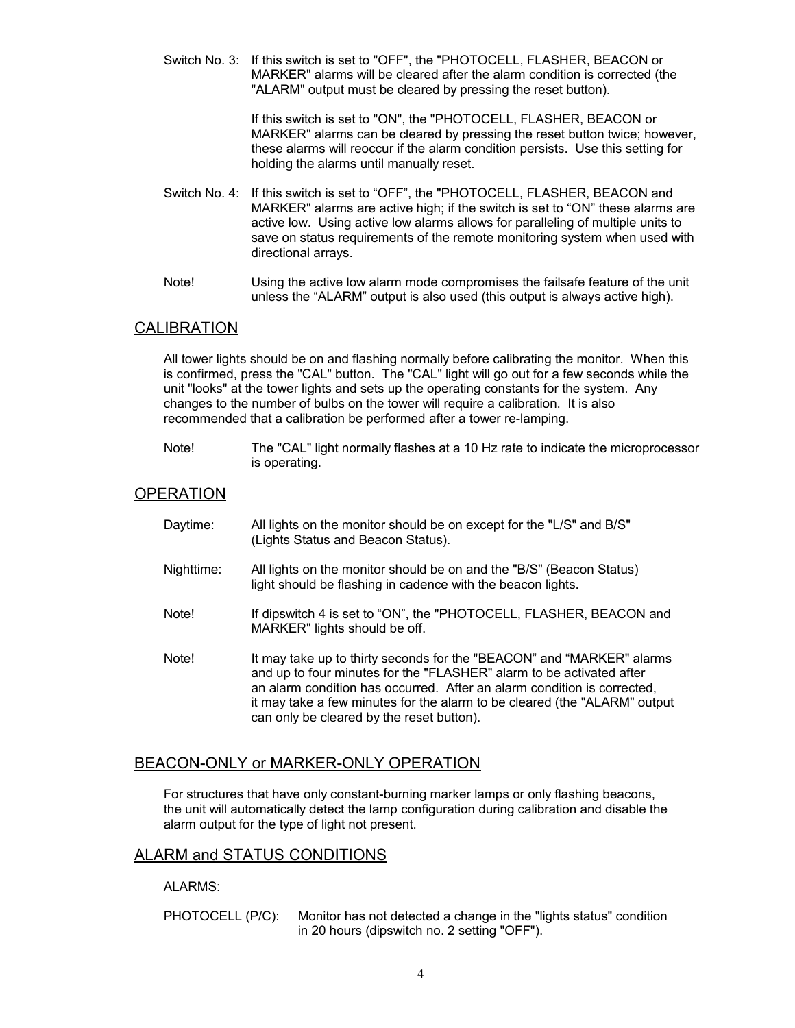Switch No. 3: If this switch is set to "OFF", the "PHOTOCELL, FLASHER, BEACON or MARKER" alarms will be cleared after the alarm condition is corrected (the "ALARM" output must be cleared by pressing the reset button).

If this switch is set to "ON", the "PHOTOCELL, FLASHER, BEACON or MARKER" alarms can be cleared by pressing the reset button twice; however, these alarms will reoccur if the alarm condition persists. Use this setting for holding the alarms until manually reset.

Switch No. 4: If this switch is set to “OFF”, the "PHOTOCELL, FLASHER, BEACON and MARKER" alarms are active high; if the switch is set to “ON” these alarms are active low. Using active low alarms allows for paralleling of multiple units to save on status requirements of the remote monitoring system when used with directional arrays.

Note! Using the active low alarm mode compromises the failsafe feature of the unit unless the “ALARM” output is also used (this output is always active high).

## CALIBRATION

All tower lights should be on and flashing normally before calibrating the monitor. When this is confirmed, press the "CAL" button. The "CAL" light will go out for a few seconds while the unit "looks" at the tower lights and sets up the operating constants for the system. Any changes to the number of bulbs on the tower will require a calibration. It is also recommended that a calibration be performed after a tower re-lamping.

Note! The "CAL" light normally flashes at a 10 Hz rate to indicate the microprocessor is operating.

## OPERATION

Daytime: All lights on the monitor should be on except for the "L/S" and B/S" (Lights Status and Beacon Status).

Nighttime: All lights on the monitor should be on and the "B/S" (Beacon Status) light should be flashing in cadence with the beacon lights.

Note! If dipswitch 4 is set to “ON”, the "PHOTOCELL, FLASHER, BEACON and MARKER" lights should be off.

Note! It may take up to thirty seconds for the "BEACON" and “MARKER" alarms and up to four minutes for the "FLASHER" alarm to be activated after an alarm condition has occurred. After an alarm condition is corrected, it may take a few minutes for the alarm to be cleared (the "ALARM" output can only be cleared by the reset button).

## BEACON-ONLY or MARKER-ONLY OPERATION

For structures that have only constant-burning marker lamps or only flashing beacons, the unit will automatically detect the lamp configuration during calibration and disable the alarm output for the type of light not present.

## ALARM and STATUS CONDITIONS

### ALARMS:

PHOTOCELL (P/C): Monitor has not detected a change in the "lights status" condition in 20 hours (dipswitch no. 2 setting "OFF").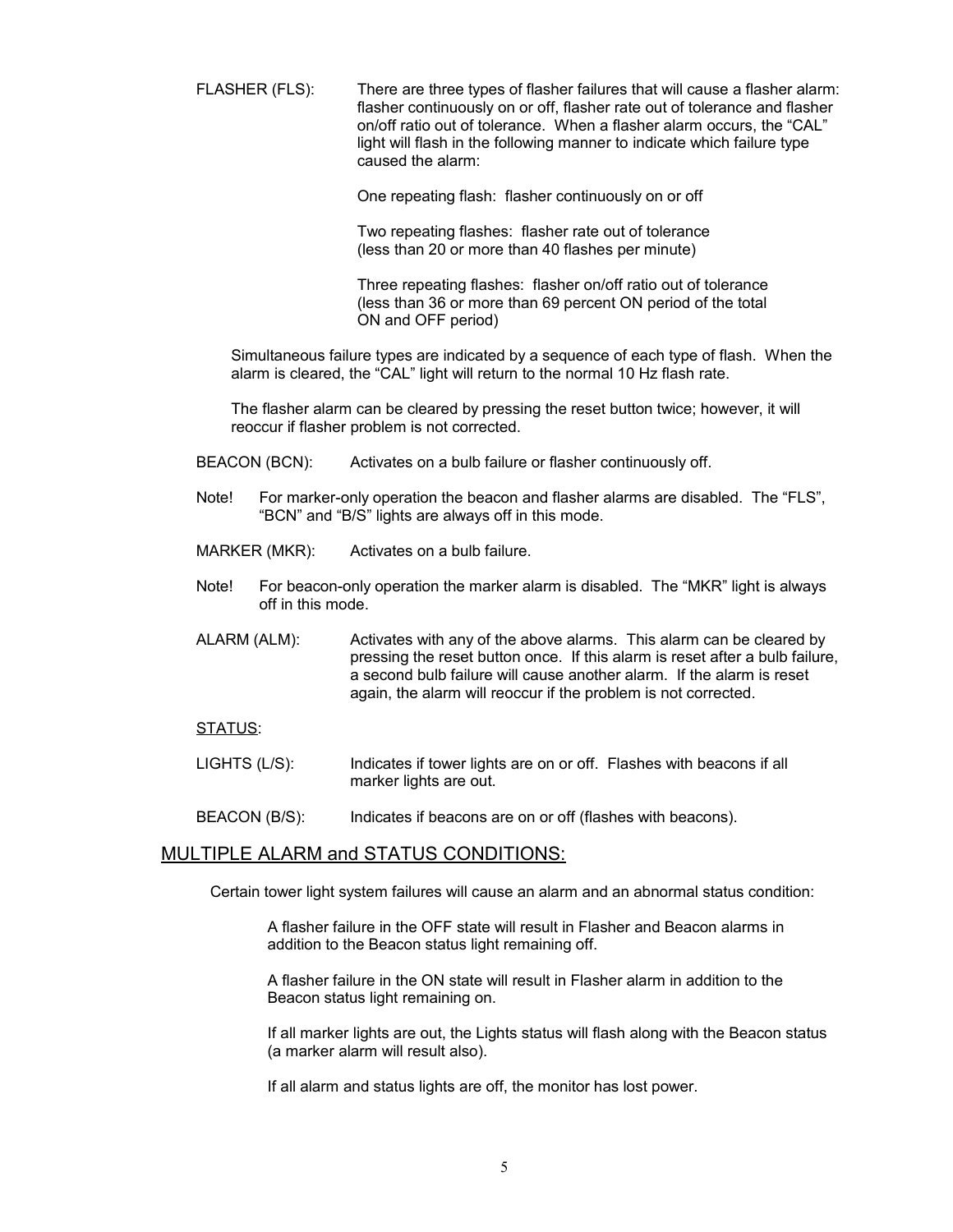FLASHER (FLS): There are three types of flasher failures that will cause a flasher alarm: flasher continuously on or off, flasher rate out of tolerance and flasher on/off ratio out of tolerance. When a flasher alarm occurs, the "CAL" light will flash in the following manner to indicate which failure type caused the alarm:

One repeating flash: flasher continuously on or off

Two repeating flashes: flasher rate out of tolerance (less than 20 or more than 40 flashes per minute)

Three repeating flashes: flasher on/off ratio out of tolerance (less than 36 or more than 69 percent ON period of the total ON and OFF period)

Simultaneous failure types are indicated by a sequence of each type of flash. When the alarm is cleared, the "CAL" light will return to the normal 10 Hz flash rate.

The flasher alarm can be cleared by pressing the reset button twice; however, it will reoccur if flasher problem is not corrected.

BEACON (BCN): Activates on a bulb failure or flasher continuously off.

Note! For marker-only operation the beacon and flasher alarms are disabled. The "FLS", "BCN" and "B/S" lights are always off in this mode.

MARKER (MKR): Activates on a bulb failure.

Note! For beacon-only operation the marker alarm is disabled. The "MKR" light is always off in this mode.

ALARM (ALM): Activates with any of the above alarms. This alarm can be cleared by pressing the reset button once. If this alarm is reset after a bulb failure, a second bulb failure will cause another alarm. If the alarm is reset again, the alarm will reoccur if the problem is not corrected.

STATUS:

LIGHTS (L/S): Indicates if tower lights are on or off. Flashes with beacons if all marker lights are out.

BEACON (B/S): Indicates if beacons are on or off (flashes with beacons).

## MULTIPLE ALARM and STATUS CONDITIONS:

Certain tower light system failures will cause an alarm and an abnormal status condition:

A flasher failure in the OFF state will result in Flasher and Beacon alarms in addition to the Beacon status light remaining off.

A flasher failure in the ON state will result in Flasher alarm in addition to the Beacon status light remaining on.

If all marker lights are out, the Lights status will flash along with the Beacon status (a marker alarm will result also).

If all alarm and status lights are off, the monitor has lost power.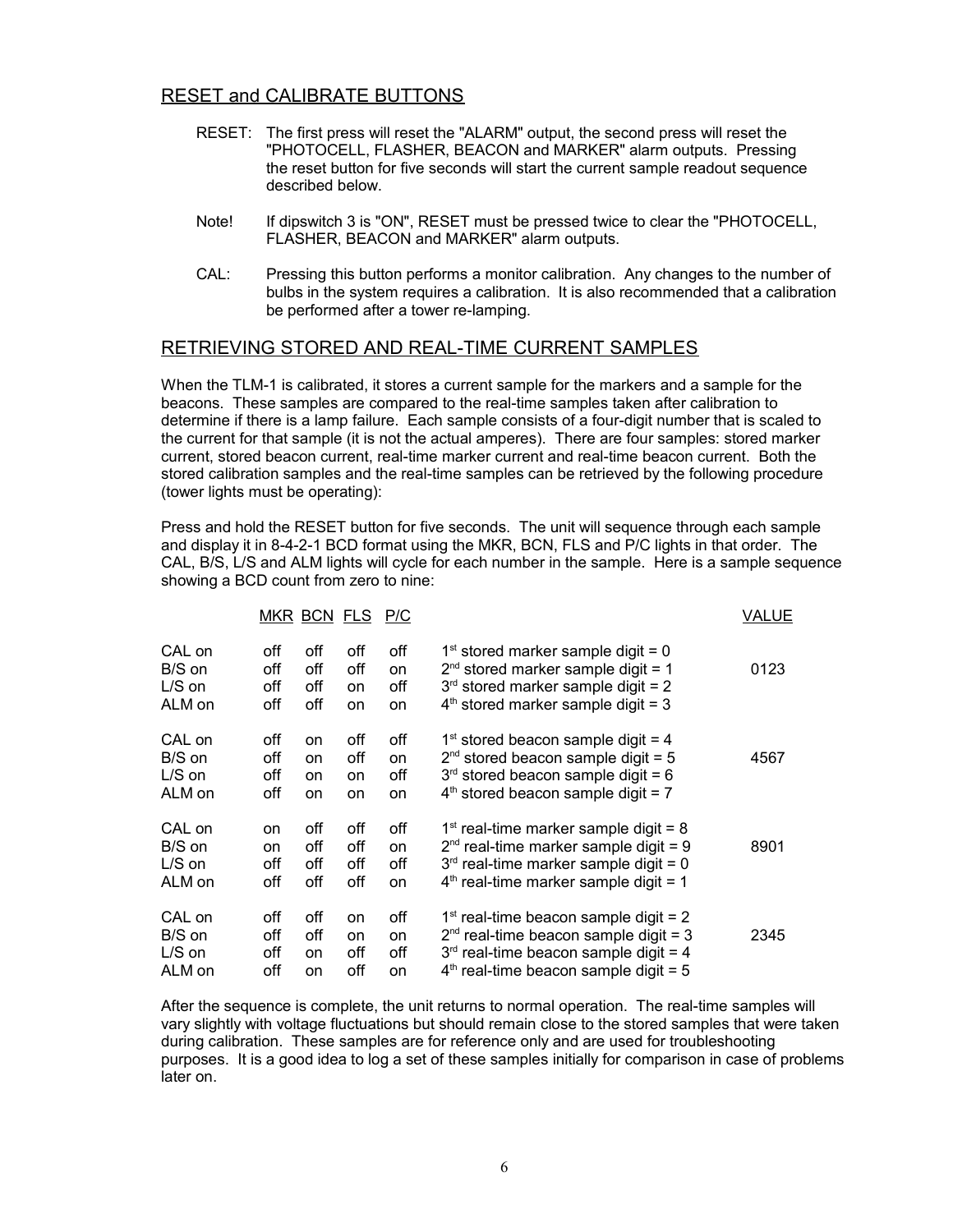## RESET and CALIBRATE BUTTONS

RESET: The first press will reset the "ALARM" output, the second press will reset the "PHOTOCELL, FLASHER, BEACON and MARKER" alarm outputs. Pressing the reset button for five seconds will start the current sample readout sequence described below.

Note! If dipswitch 3 is "ON", RESET must be pressed twice to clear the "PHOTOCELL, FLASHER, BEACON and MARKER" alarm outputs.

CAL: Pressing this button performs a monitor calibration. Any changes to the number of bulbs in the system requires a calibration. It is also recommended that a calibration be performed after a tower re-lamping.

## RETRIEVING STORED AND REAL-TIME CURRENT SAMPLES

When the TLM-1 is calibrated, it stores a current sample for the markers and a sample for the beacons. These samples are compared to the real-time samples taken after calibration to determine if there is a lamp failure. Each sample consists of a four-digit number that is scaled to the current for that sample (it is not the actual amperes). There are four samples: stored marker current, stored beacon current, real-time marker current and real-time beacon current. Both the stored calibration samples and the real-time samples can be retrieved by the following procedure (tower lights must be operating):

Press and hold the RESET button for five seconds. The unit will sequence through each sample and display it in 8-4-2-1 BCD format using the MKR, BCN, FLS and P/C lights in that order. The CAL, B/S, L/S and ALM lights will cycle for each number in the sample. Here is a sample sequence showing a BCD count from zero to nine:

| | MKR | BCN | FLS | P/C | | VALUE |
|---|---|---|---|---|---|---|
| CAL on | off | off | off | off | 1st stored marker sample digit = 0 | |
| B/S on | off | off | off | on | 2nd stored marker sample digit = 1 | 0123 |
| L/S on | off | off | on | off | 3rd stored marker sample digit = 2 | |
| ALM on | off | off | on | on | 4th stored marker sample digit = 3 | |
| CAL on | off | on | off | off | 1st stored beacon sample digit = 4 | |
| B/S on | off | on | off | on | 2nd stored beacon sample digit = 5 | 4567 |
| L/S on | off | on | on | off | 3rd stored beacon sample digit = 6 | |
| ALM on | off | on | on | on | 4th stored beacon sample digit = 7 | |
| CAL on | on | off | off | off | 1st real-time marker sample digit = 8 | |
| B/S on | on | off | off | on | 2nd real-time marker sample digit = 9 | 8901 |
| L/S on | off | off | off | off | 3rd real-time marker sample digit = 0 | |
| ALM on | off | off | off | on | 4th real-time marker sample digit = 1 | |
| CAL on | off | off | on | off | 1st real-time beacon sample digit = 2 | |
| B/S on | off | off | on | on | 2nd real-time beacon sample digit = 3 | 2345 |
| L/S on | off | on | off | off | 3rd real-time beacon sample digit = 4 | |
| ALM on | off | on | off | on | 4th real-time beacon sample digit = 5 | |

After the sequence is complete, the unit returns to normal operation. The real-time samples will vary slightly with voltage fluctuations but should remain close to the stored samples that were taken during calibration. These samples are for reference only and are used for troubleshooting purposes. It is a good idea to log a set of these samples initially for comparison in case of problems later on.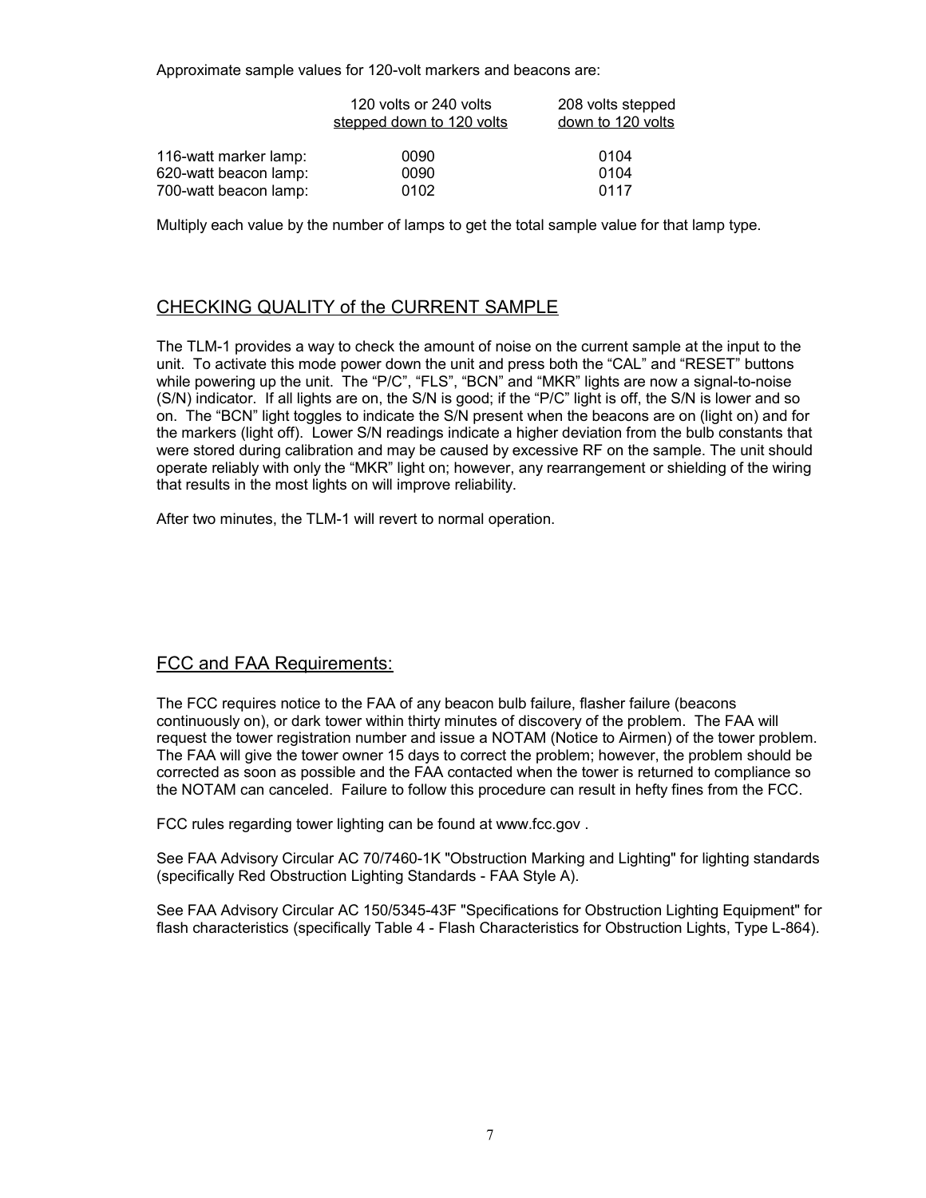Approximate sample values for 120-volt markers and beacons are:

| | 120 volts or 240 volts stepped down to 120 volts | 208 volts stepped down to 120 volts |
|---|---|---|
| 116-watt marker lamp: | 0090 | 0104 |
| 620-watt beacon lamp: | 0090 | 0104 |
| 700-watt beacon lamp: | 0102 | 0117 |

Multiply each value by the number of lamps to get the total sample value for that lamp type.

## CHECKING QUALITY of the CURRENT SAMPLE

The TLM-1 provides a way to check the amount of noise on the current sample at the input to the unit. To activate this mode power down the unit and press both the "CAL" and "RESET" buttons while powering up the unit. The "P/C", "FLS", "BCN" and "MKR" lights are now a signal-to-noise (S/N) indicator. If all lights are on, the S/N is good; if the "P/C" light is off, the S/N is lower and so on. The "BCN" light toggles to indicate the S/N present when the beacons are on (light on) and for the markers (light off). Lower S/N readings indicate a higher deviation from the bulb constants that were stored during calibration and may be caused by excessive RF on the sample. The unit should operate reliably with only the "MKR" light on; however, any rearrangement or shielding of the wiring that results in the most lights on will improve reliability.

After two minutes, the TLM-1 will revert to normal operation.

## FCC and FAA Requirements:

The FCC requires notice to the FAA of any beacon bulb failure, flasher failure (beacons continuously on), or dark tower within thirty minutes of discovery of the problem. The FAA will request the tower registration number and issue a NOTAM (Notice to Airmen) of the tower problem. The FAA will give the tower owner 15 days to correct the problem; however, the problem should be corrected as soon as possible and the FAA contacted when the tower is returned to compliance so the NOTAM can canceled. Failure to follow this procedure can result in hefty fines from the FCC.

FCC rules regarding tower lighting can be found at www.fcc.gov .

See FAA Advisory Circular AC 70/7460-1K "Obstruction Marking and Lighting" for lighting standards (specifically Red Obstruction Lighting Standards - FAA Style A).

See FAA Advisory Circular AC 150/5345-43F "Specifications for Obstruction Lighting Equipment" for flash characteristics (specifically Table 4 - Flash Characteristics for Obstruction Lights, Type L-864).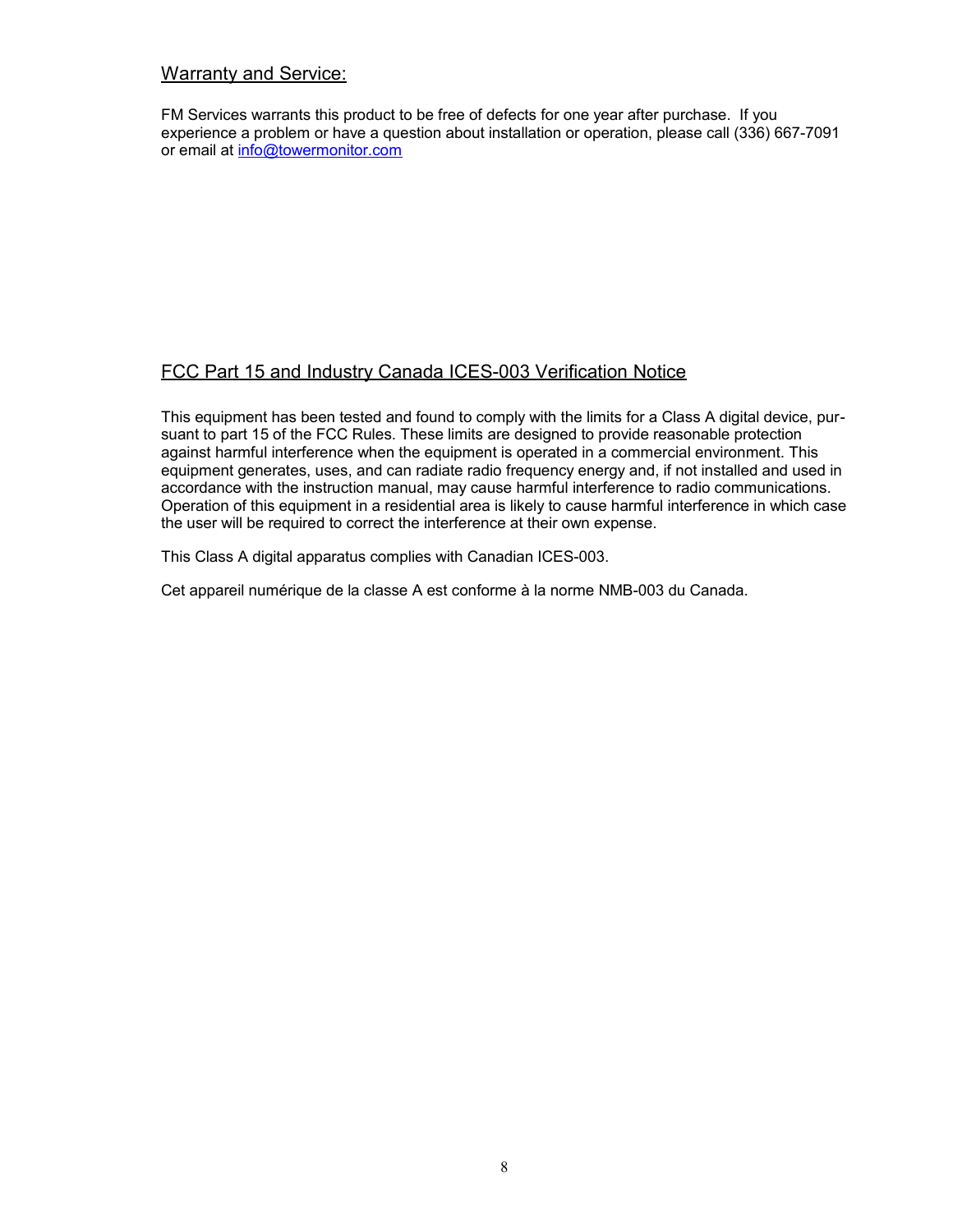## Warranty and Service:

FM Services warrants this product to be free of defects for one year after purchase. If you experience a problem or have a question about installation or operation, please call (336) 667-7091 or email at info@towermonitor.com

## FCC Part 15 and Industry Canada ICES-003 Verification Notice

This equipment has been tested and found to comply with the limits for a Class A digital device, pursuant to part 15 of the FCC Rules. These limits are designed to provide reasonable protection against harmful interference when the equipment is operated in a commercial environment. This equipment generates, uses, and can radiate radio frequency energy and, if not installed and used in accordance with the instruction manual, may cause harmful interference to radio communications. Operation of this equipment in a residential area is likely to cause harmful interference in which case the user will be required to correct the interference at their own expense.

This Class A digital apparatus complies with Canadian ICES-003.

Cet appareil numérique de la classe A est conforme à la norme NMB-003 du Canada.